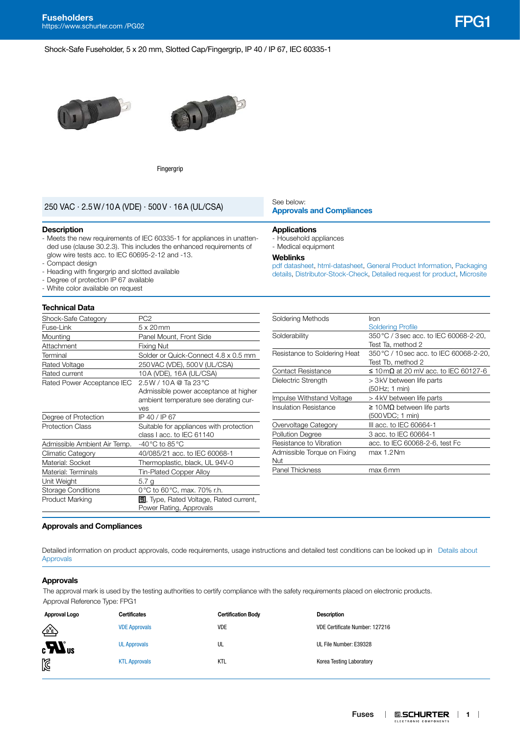# FPG1

Shock-Safe Fuseholder, 5 x 20 mm, Slotted Cap/Fingergrip, IP 40 / IP 67, IEC 60335-1

Fingergrip

250 VAC · 2.5 W / 10 A (VDE) · 500 V · 16 A (UL/CSA)

See below:
**Approvals and Compliances**

## Description

- Meets the new requirements of IEC 60335-1 for appliances in unattended use (clause 30.2.3). This includes the enhanced requirements of glow wire tests acc. to IEC 60695-2-12 and -13.
- Compact design
- Heading with fingergrip and slotted available
- Degree of protection IP 67 available
- White color available on request

## Applications

- Household appliances
- Medical equipment

## Weblinks

pdf datasheet, html-datasheet, General Product Information, Packaging details, Distributor-Stock-Check, Detailed request for product, Microsite

## Technical Data

| | |
|---|---|
| Shock-Safe Category | PC2 |
| Fuse-Link | 5 x 20 mm |
| Mounting | Panel Mount, Front Side |
| Attachment | Fixing Nut |
| Terminal | Solder or Quick-Connect 4.8 x 0.5 mm |
| Rated Voltage | 250 VAC (VDE), 500 V (UL/CSA) |
| Rated current | 10 A (VDE), 16 A (UL/CSA) |
| Rated Power Acceptance IEC | 2.5 W / 10 A @ Ta 23 °C<br>Admissible power acceptance at higher ambient temperature see derating curves |
| Degree of Protection | IP 40 / IP 67 |
| Protection Class | Suitable for appliances with protection class I acc. to IEC 61140 |
| Admissible Ambient Air Temp. | -40 °C to 85 °C |
| Climatic Category | 40/085/21 acc. to IEC 60068-1 |
| Material: Socket | Thermoplastic, black, UL 94V-0 |
| Material: Terminals | Tin-Plated Copper Alloy |
| Unit Weight | 5.7 g |
| Storage Conditions | 0 °C to 60 °C, max. 70% r.h. |
| Product Marking | Type, Rated Voltage, Rated current, Power Rating, Approvals |

| | |
|---|---|
| Soldering Methods | Iron<br>Soldering Profile |
| Solderability | 350 °C / 3 sec acc. to IEC 60068-2-20, Test Ta, method 2 |
| Resistance to Soldering Heat | 350 °C / 10 sec acc. to IEC 60068-2-20, Test Tb, method 2 |
| Contact Resistance | ≤ 10 mΩ at 20 mV acc. to IEC 60127-6 |
| Dielectric Strength | > 3 kV between life parts<br>(50 Hz; 1 min) |
| Impulse Withstand Voltage | > 4 kV between life parts |
| Insulation Resistance | ≥ 10 MΩ between life parts<br>(500 VDC; 1 min) |
| Overvoltage Category | III acc. to IEC 60664-1 |
| Pollution Degree | 3 acc. to IEC 60664-1 |
| Resistance to Vibration | acc. to IEC 60068-2-6, test Fc |
| Admissible Torque on Fixing Nut | max 1.2 Nm |
| Panel Thickness | max 6 mm |

## Approvals and Compliances

Detailed information on product approvals, code requirements, usage instructions and detailed test conditions can be looked up in Details about Approvals

### Approvals

The approval mark is used by the testing authorities to certify compliance with the safety requirements placed on electronic products.
Approval Reference Type: FPG1

| Approval Logo | Certificates | Certification Body | Description |
|---|---|---|---|
| VDE | VDE Approvals | VDE | VDE Certificate Number: 127216 |
| cULus | UL Approvals | UL | UL File Number: E39328 |
| KC | KTL Approvals | KTL | Korea Testing Laboratory |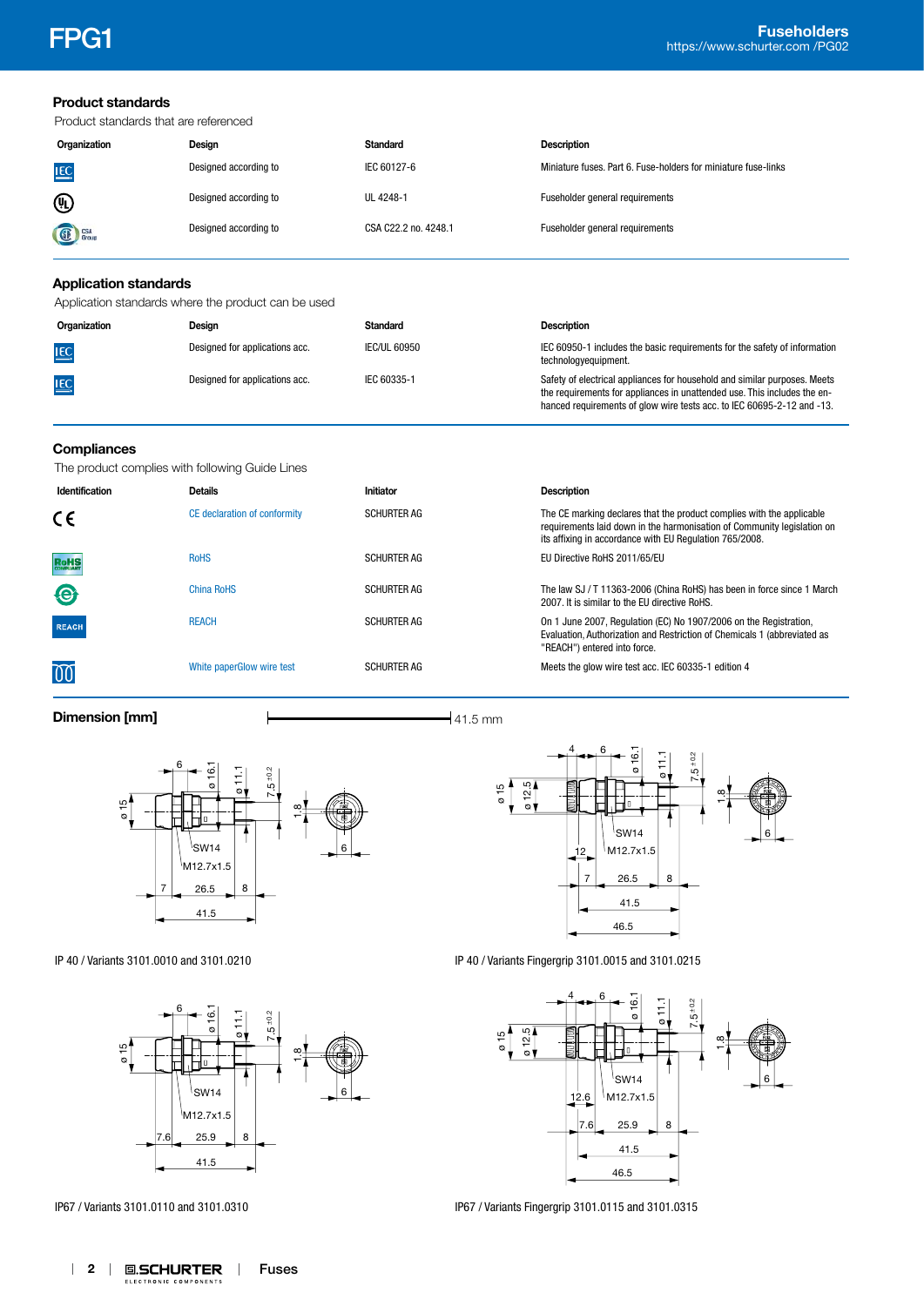## Product standards

Product standards that are referenced

| Organization | Design | Standard | Description |
|---|---|---|---|
| IEC | Designed according to | IEC 60127-6 | Miniature fuses. Part 6. Fuse-holders for miniature fuse-links |
| UL | Designed according to | UL 4248-1 | Fuseholder general requirements |
| CSA Group | Designed according to | CSA C22.2 no. 4248.1 | Fuseholder general requirements |

## Application standards

Application standards where the product can be used

| Organization | Design | Standard | Description |
|---|---|---|---|
| IEC | Designed for applications acc. | IEC/UL 60950 | IEC 60950-1 includes the basic requirements for the safety of information technologyequipment. |
| IEC | Designed for applications acc. | IEC 60335-1 | Safety of electrical appliances for household and similar purposes. Meets the requirements for appliances in unattended use. This includes the enhanced requirements of glow wire tests acc. to IEC 60695-2-12 and -13. |

## Compliances

The product complies with following Guide Lines

| Identification | Details | Initiator | Description |
|---|---|---|---|
| CE | CE declaration of conformity | SCHURTER AG | The CE marking declares that the product complies with the applicable requirements laid down in the harmonisation of Community legislation on its affixing in accordance with EU Regulation 765/2008. |
| RoHS | RoHS | SCHURTER AG | EU Directive RoHS 2011/65/EU |
| China RoHS | China RoHS | SCHURTER AG | The law SJ / T 11363-2006 (China RoHS) has been in force since 1 March 2007. It is similar to the EU directive RoHS. |
| REACH | REACH | SCHURTER AG | On 1 June 2007, Regulation (EC) No 1907/2006 on the Registration, Evaluation, Authorization and Restriction of Chemicals 1 (abbreviated as "REACH") entered into force. |
| GWT | White paperGlow wire test | SCHURTER AG | Meets the glow wire test acc. IEC 60335-1 edition 4 |

## Dimension [mm]

41.5 mm

IP 40 / Variants 3101.0010 and 3101.0210

IP 40 / Variants Fingergrip 3101.0015 and 3101.0215

IP67 / Variants 3101.0110 and 3101.0310

IP67 / Variants Fingergrip 3101.0115 and 3101.0315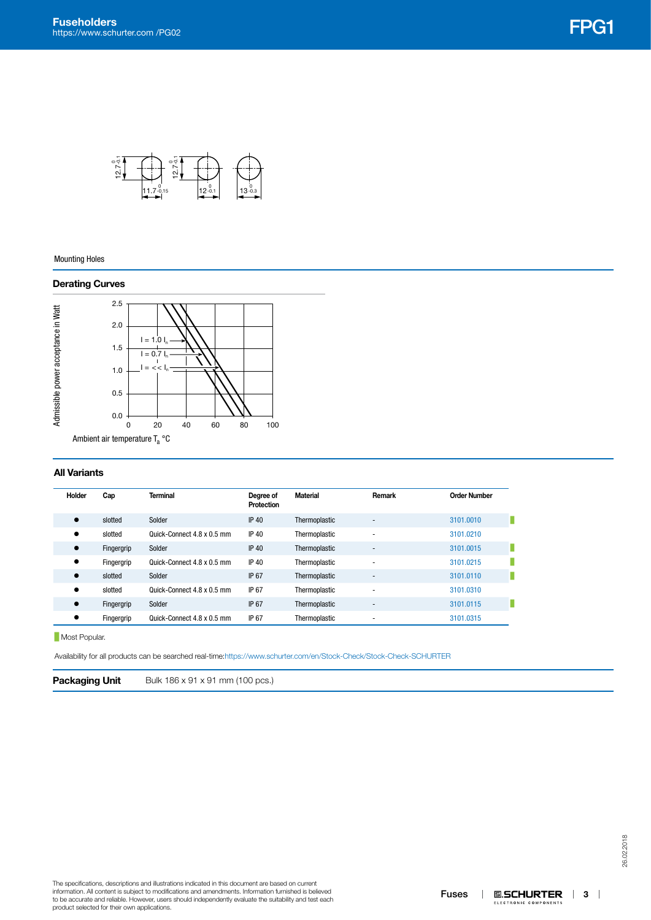12.7 $^{0}_{-0.1}$ 11.7 $^{0}_{-0.15}$ 12.7 $^{0}_{-0.1}$ 12 $^{0}_{-0.1}$ 13 $^{0}_{-0.3}$

Mounting Holes

## Derating Curves

Admissible power acceptance in Watt

2.5
2.0
1.5
1.0
0.5
0.0

$I = 1.0\ I_n$
$I = 0.7\ I_n$
$I = << I_n$

0 20 40 60 80 100

Ambient air temperature $T_a$ °C

## All Variants

| Holder | Cap | Terminal | Degree of Protection | Material | Remark | Order Number | |
|---|---|---|---|---|---|---|---|
| ● | slotted | Solder | IP 40 | Thermoplastic | - | 3101.0010 | █ |
| ● | slotted | Quick-Connect 4.8 x 0.5 mm | IP 40 | Thermoplastic | - | 3101.0210 | |
| ● | Fingergrip | Solder | IP 40 | Thermoplastic | - | 3101.0015 | █ |
| ● | Fingergrip | Quick-Connect 4.8 x 0.5 mm | IP 40 | Thermoplastic | - | 3101.0215 | █ |
| ● | slotted | Solder | IP 67 | Thermoplastic | - | 3101.0110 | █ |
| ● | slotted | Quick-Connect 4.8 x 0.5 mm | IP 67 | Thermoplastic | - | 3101.0310 | |
| ● | Fingergrip | Solder | IP 67 | Thermoplastic | - | 3101.0115 | █ |
| ● | Fingergrip | Quick-Connect 4.8 x 0.5 mm | IP 67 | Thermoplastic | - | 3101.0315 | |

█ Most Popular.

Availability for all products can be searched real-time:https://www.schurter.com/en/Stock-Check/Stock-Check-SCHURTER

**Packaging Unit** Bulk 186 x 91 x 91 mm (100 pcs.)

The specifications, descriptions and illustrations indicated in this document are based on current information. All content is subject to modifications and amendments. Information furnished is believed to be accurate and reliable. However, users should independently evaluate the suitability and test each product selected for their own applications.